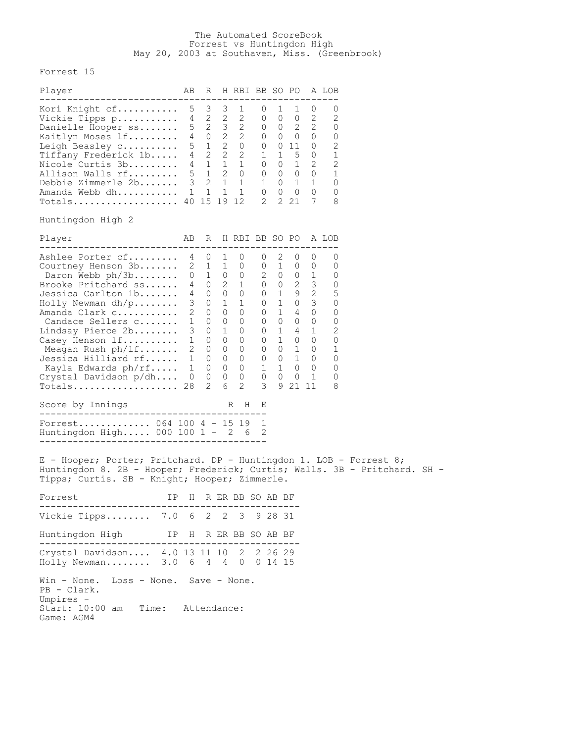# The Automated ScoreBook

Forrest vs Huntingdon High
May 20, 2003 at Southaven, Miss. (Greenbrook)

Forrest 15

| Player | AB | R | H | RBI | BB | SO | PO | A | LOB |
|---|---|---|---|---|---|---|---|---|---|
| Kori Knight cf | 5 | 3 | 3 | 1 | 0 | 1 | 1 | 0 | 0 |
| Vickie Tipps p | 4 | 2 | 2 | 2 | 0 | 0 | 0 | 2 | 2 |
| Danielle Hooper ss | 5 | 2 | 3 | 2 | 0 | 0 | 2 | 2 | 0 |
| Kaitlyn Moses lf | 4 | 0 | 2 | 2 | 0 | 0 | 0 | 0 | 0 |
| Leigh Beasley c | 5 | 1 | 2 | 0 | 0 | 0 | 11 | 0 | 2 |
| Tiffany Frederick 1b | 4 | 2 | 2 | 2 | 1 | 1 | 5 | 0 | 1 |
| Nicole Curtis 3b | 4 | 1 | 1 | 1 | 0 | 0 | 1 | 2 | 2 |
| Allison Walls rf | 5 | 1 | 2 | 0 | 0 | 0 | 0 | 0 | 1 |
| Debbie Zimmerle 2b | 3 | 2 | 1 | 1 | 1 | 0 | 1 | 1 | 0 |
| Amanda Webb dh | 1 | 1 | 1 | 1 | 0 | 0 | 0 | 0 | 0 |
| Totals | 40 | 15 | 19 | 12 | 2 | 2 | 21 | 7 | 8 |

Huntingdon High 2

| Player | AB | R | H | RBI | BB | SO | PO | A | LOB |
|---|---|---|---|---|---|---|---|---|---|
| Ashlee Porter cf | 4 | 0 | 1 | 0 | 0 | 2 | 0 | 0 | 0 |
| Courtney Henson 3b | 2 | 1 | 1 | 0 | 0 | 1 | 0 | 0 | 0 |
| Daron Webb ph/3b | 0 | 1 | 0 | 0 | 2 | 0 | 0 | 1 | 0 |
| Brooke Pritchard ss | 4 | 0 | 2 | 1 | 0 | 0 | 2 | 3 | 0 |
| Jessica Carlton 1b | 4 | 0 | 0 | 0 | 0 | 1 | 9 | 2 | 5 |
| Holly Newman dh/p | 3 | 0 | 1 | 1 | 0 | 1 | 0 | 3 | 0 |
| Amanda Clark c | 2 | 0 | 0 | 0 | 0 | 1 | 4 | 0 | 0 |
| Candace Sellers c | 1 | 0 | 0 | 0 | 0 | 0 | 0 | 0 | 0 |
| Lindsay Pierce 2b | 3 | 0 | 1 | 0 | 0 | 1 | 4 | 1 | 2 |
| Casey Henson lf | 1 | 0 | 0 | 0 | 0 | 1 | 0 | 0 | 0 |
| Meagan Rush ph/lf | 2 | 0 | 0 | 0 | 0 | 0 | 1 | 0 | 1 |
| Jessica Hilliard rf | 1 | 0 | 0 | 0 | 0 | 0 | 1 | 0 | 0 |
| Kayla Edwards ph/rf | 1 | 0 | 0 | 0 | 1 | 1 | 0 | 0 | 0 |
| Crystal Davidson p/dh | 0 | 0 | 0 | 0 | 0 | 0 | 0 | 1 | 0 |
| Totals | 28 | 2 | 6 | 2 | 3 | 9 | 21 | 11 | 8 |

| Score by Innings | | R | H | E |
|---|---|---|---|---|
| Forrest | 064 100 4 | 15 | 19 | 1 |
| Huntingdon High | 000 100 1 | 2 | 6 | 2 |

E - Hooper; Porter; Pritchard. DP - Huntingdon 1. LOB - Forrest 8; Huntingdon 8. 2B - Hooper; Frederick; Curtis; Walls. 3B - Pritchard. SH - Tipps; Curtis. SB - Knight; Hooper; Zimmerle.

| Forrest | IP | H | R | ER | BB | SO | AB | BF |
|---|---|---|---|---|---|---|---|---|
| Vickie Tipps | 7.0 | 6 | 2 | 2 | 3 | 9 | 28 | 31 |

| Huntingdon High | IP | H | R | ER | BB | SO | AB | BF |
|---|---|---|---|---|---|---|---|---|
| Crystal Davidson | 4.0 | 13 | 11 | 10 | 2 | 2 | 26 | 29 |
| Holly Newman | 3.0 | 6 | 4 | 4 | 0 | 0 | 14 | 15 |

Win - None. Loss - None. Save - None.
PB - Clark.
Umpires -
Start: 10:00 am Time: Attendance:
Game: AGM4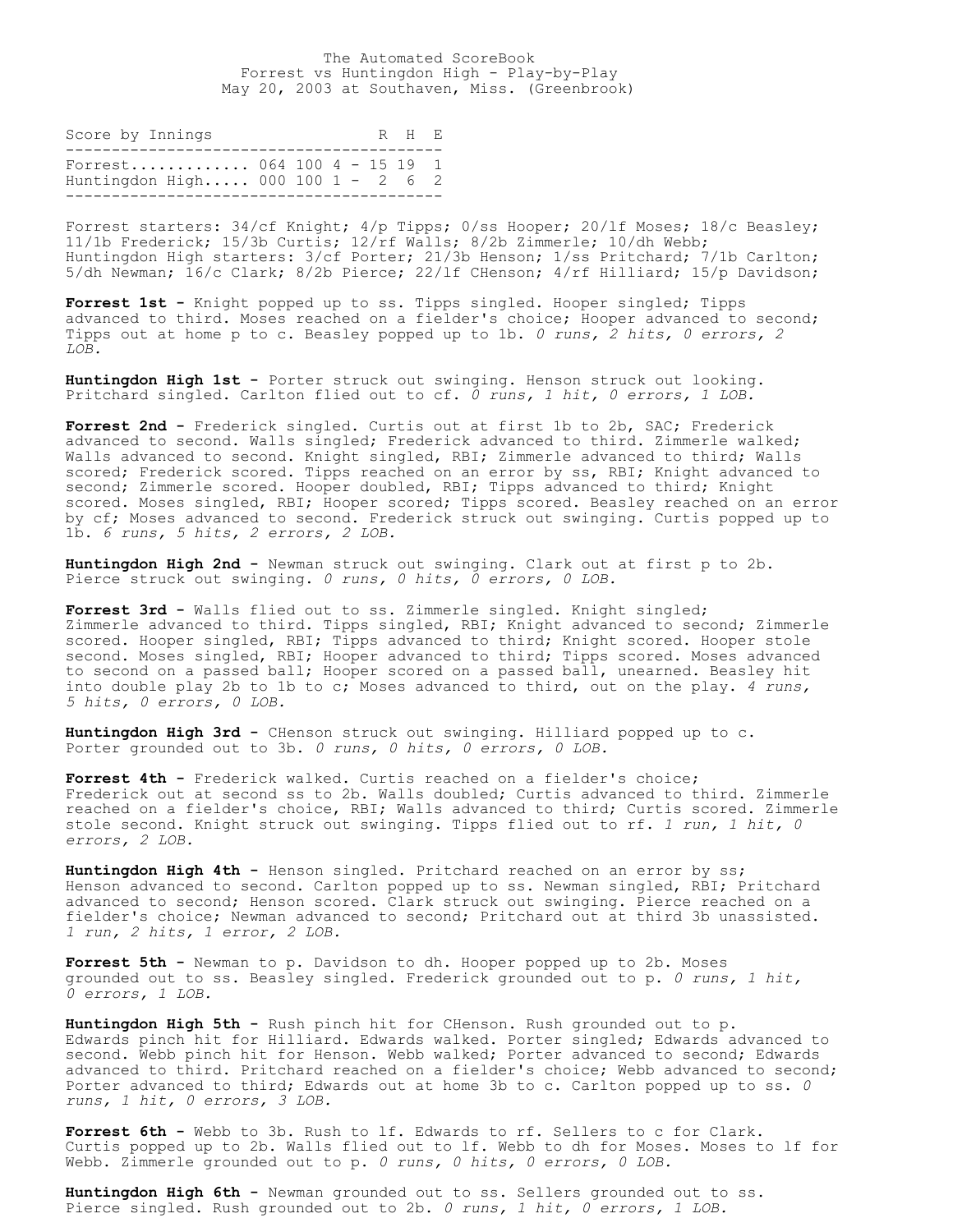The Automated ScoreBook
Forrest vs Huntingdon High - Play-by-Play
May 20, 2003 at Southaven, Miss. (Greenbrook)

| Score by Innings | | R | H | E |
|---|---|---|---|---|
| Forrest | 064 100 4 | 15 | 19 | 1 |
| Huntingdon High | 000 100 1 | 2 | 6 | 2 |

Forrest starters: 34/cf Knight; 4/p Tipps; 0/ss Hooper; 20/lf Moses; 18/c Beasley; 11/1b Frederick; 15/3b Curtis; 12/rf Walls; 8/2b Zimmerle; 10/dh Webb;
Huntingdon High starters: 3/cf Porter; 21/3b Henson; 1/ss Pritchard; 7/1b Carlton; 5/dh Newman; 16/c Clark; 8/2b Pierce; 22/lf CHenson; 4/rf Hilliard; 15/p Davidson;

**Forrest 1st -** Knight popped up to ss. Tipps singled. Hooper singled; Tipps advanced to third. Moses reached on a fielder's choice; Hooper advanced to second; Tipps out at home p to c. Beasley popped up to 1b. *0 runs, 2 hits, 0 errors, 2 LOB.*

**Huntingdon High 1st -** Porter struck out swinging. Henson struck out looking. Pritchard singled. Carlton flied out to cf. *0 runs, 1 hit, 0 errors, 1 LOB.*

**Forrest 2nd -** Frederick singled. Curtis out at first 1b to 2b, SAC; Frederick advanced to second. Walls singled; Frederick advanced to third. Zimmerle walked; Walls advanced to second. Knight singled, RBI; Zimmerle advanced to third; Walls scored; Frederick scored. Tipps reached on an error by ss, RBI; Knight advanced to second; Zimmerle scored. Hooper doubled, RBI; Tipps advanced to third; Knight scored. Moses singled, RBI; Hooper scored; Tipps scored. Beasley reached on an error by cf; Moses advanced to second. Frederick struck out swinging. Curtis popped up to 1b. *6 runs, 5 hits, 2 errors, 2 LOB.*

**Huntingdon High 2nd -** Newman struck out swinging. Clark out at first p to 2b. Pierce struck out swinging. *0 runs, 0 hits, 0 errors, 0 LOB.*

**Forrest 3rd -** Walls flied out to ss. Zimmerle singled. Knight singled; Zimmerle advanced to third. Tipps singled, RBI; Knight advanced to second; Zimmerle scored. Hooper singled, RBI; Tipps advanced to third; Knight scored. Hooper stole second. Moses singled, RBI; Hooper advanced to third; Tipps scored. Moses advanced to second on a passed ball; Hooper scored on a passed ball, unearned. Beasley hit into double play 2b to 1b to c; Moses advanced to third, out on the play. *4 runs, 5 hits, 0 errors, 0 LOB.*

**Huntingdon High 3rd -** CHenson struck out swinging. Hilliard popped up to c. Porter grounded out to 3b. *0 runs, 0 hits, 0 errors, 0 LOB.*

**Forrest 4th -** Frederick walked. Curtis reached on a fielder's choice; Frederick out at second ss to 2b. Walls doubled; Curtis advanced to third. Zimmerle reached on a fielder's choice, RBI; Walls advanced to third; Curtis scored. Zimmerle stole second. Knight struck out swinging. Tipps flied out to rf. *1 run, 1 hit, 0 errors, 2 LOB.*

**Huntingdon High 4th -** Henson singled. Pritchard reached on an error by ss; Henson advanced to second. Carlton popped up to ss. Newman singled, RBI; Pritchard advanced to second; Henson scored. Clark struck out swinging. Pierce reached on a fielder's choice; Newman advanced to second; Pritchard out at third 3b unassisted. *1 run, 2 hits, 1 error, 2 LOB.*

**Forrest 5th -** Newman to p. Davidson to dh. Hooper popped up to 2b. Moses grounded out to ss. Beasley singled. Frederick grounded out to p. *0 runs, 1 hit, 0 errors, 1 LOB.*

**Huntingdon High 5th -** Rush pinch hit for CHenson. Rush grounded out to p. Edwards pinch hit for Hilliard. Edwards walked. Porter singled; Edwards advanced to second. Webb pinch hit for Henson. Webb walked; Porter advanced to second; Edwards advanced to third. Pritchard reached on a fielder's choice; Webb advanced to second; Porter advanced to third; Edwards out at home 3b to c. Carlton popped up to ss. *0 runs, 1 hit, 0 errors, 3 LOB.*

**Forrest 6th -** Webb to 3b. Rush to lf. Edwards to rf. Sellers to c for Clark. Curtis popped up to 2b. Walls flied out to lf. Webb to dh for Moses. Moses to lf for Webb. Zimmerle grounded out to p. *0 runs, 0 hits, 0 errors, 0 LOB.*

**Huntingdon High 6th -** Newman grounded out to ss. Sellers grounded out to ss. Pierce singled. Rush grounded out to 2b. *0 runs, 1 hit, 0 errors, 1 LOB.*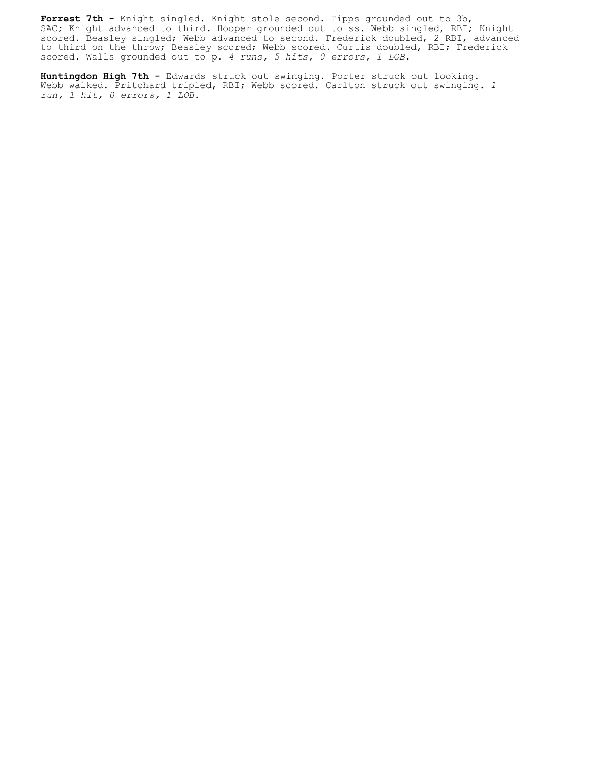**Forrest 7th -** Knight singled. Knight stole second. Tipps grounded out to 3b, SAC; Knight advanced to third. Hooper grounded out to ss. Webb singled, RBI; Knight scored. Beasley singled; Webb advanced to second. Frederick doubled, 2 RBI, advanced to third on the throw; Beasley scored; Webb scored. Curtis doubled, RBI; Frederick scored. Walls grounded out to p. *4 runs, 5 hits, 0 errors, 1 LOB.*

**Huntingdon High 7th -** Edwards struck out swinging. Porter struck out looking. Webb walked. Pritchard tripled, RBI; Webb scored. Carlton struck out swinging. *1 run, 1 hit, 0 errors, 1 LOB.*